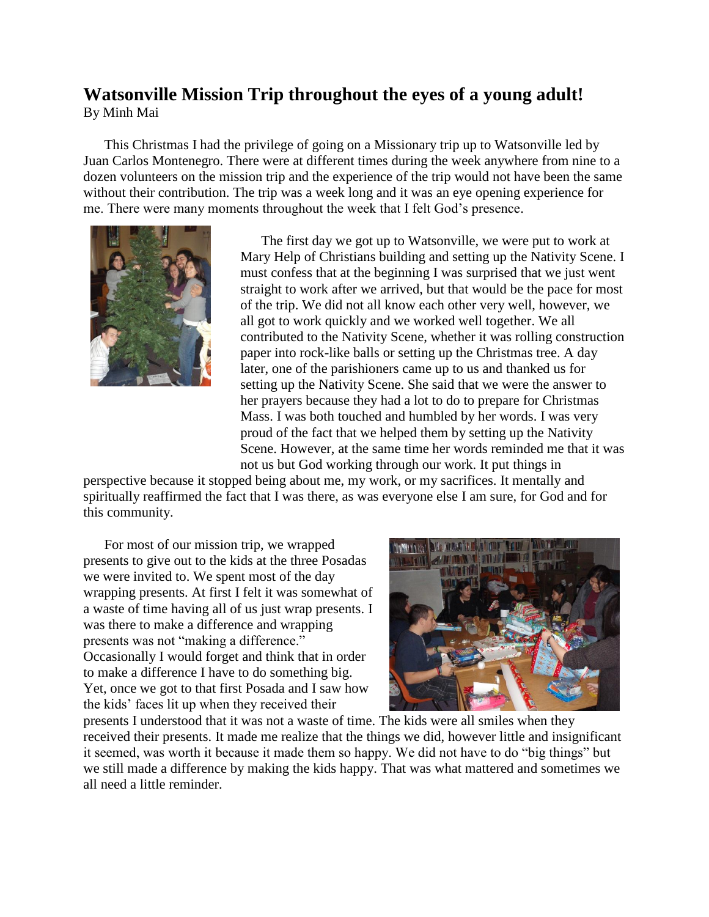# Watsonville Mission Trip throughout the eyes of a young adult!

By Minh Mai

This Christmas I had the privilege of going on a Missionary trip up to Watsonville led by Juan Carlos Montenegro. There were at different times during the week anywhere from nine to a dozen volunteers on the mission trip and the experience of the trip would not have been the same without their contribution. The trip was a week long and it was an eye opening experience for me. There were many moments throughout the week that I felt God's presence.

The first day we got up to Watsonville, we were put to work at Mary Help of Christians building and setting up the Nativity Scene. I must confess that at the beginning I was surprised that we just went straight to work after we arrived, but that would be the pace for most of the trip. We did not all know each other very well, however, we all got to work quickly and we worked well together. We all contributed to the Nativity Scene, whether it was rolling construction paper into rock-like balls or setting up the Christmas tree. A day later, one of the parishioners came up to us and thanked us for setting up the Nativity Scene. She said that we were the answer to her prayers because they had a lot to do to prepare for Christmas Mass. I was both touched and humbled by her words. I was very proud of the fact that we helped them by setting up the Nativity Scene. However, at the same time her words reminded me that it was not us but God working through our work. It put things in perspective because it stopped being about me, my work, or my sacrifices. It mentally and spiritually reaffirmed the fact that I was there, as was everyone else I am sure, for God and for this community.

For most of our mission trip, we wrapped presents to give out to the kids at the three Posadas we were invited to. We spent most of the day wrapping presents. At first I felt it was somewhat of a waste of time having all of us just wrap presents. I was there to make a difference and wrapping presents was not "making a difference." Occasionally I would forget and think that in order to make a difference I have to do something big. Yet, once we got to that first Posada and I saw how the kids' faces lit up when they received their presents I understood that it was not a waste of time. The kids were all smiles when they received their presents. It made me realize that the things we did, however little and insignificant it seemed, was worth it because it made them so happy. We did not have to do "big things" but we still made a difference by making the kids happy. That was what mattered and sometimes we all need a little reminder.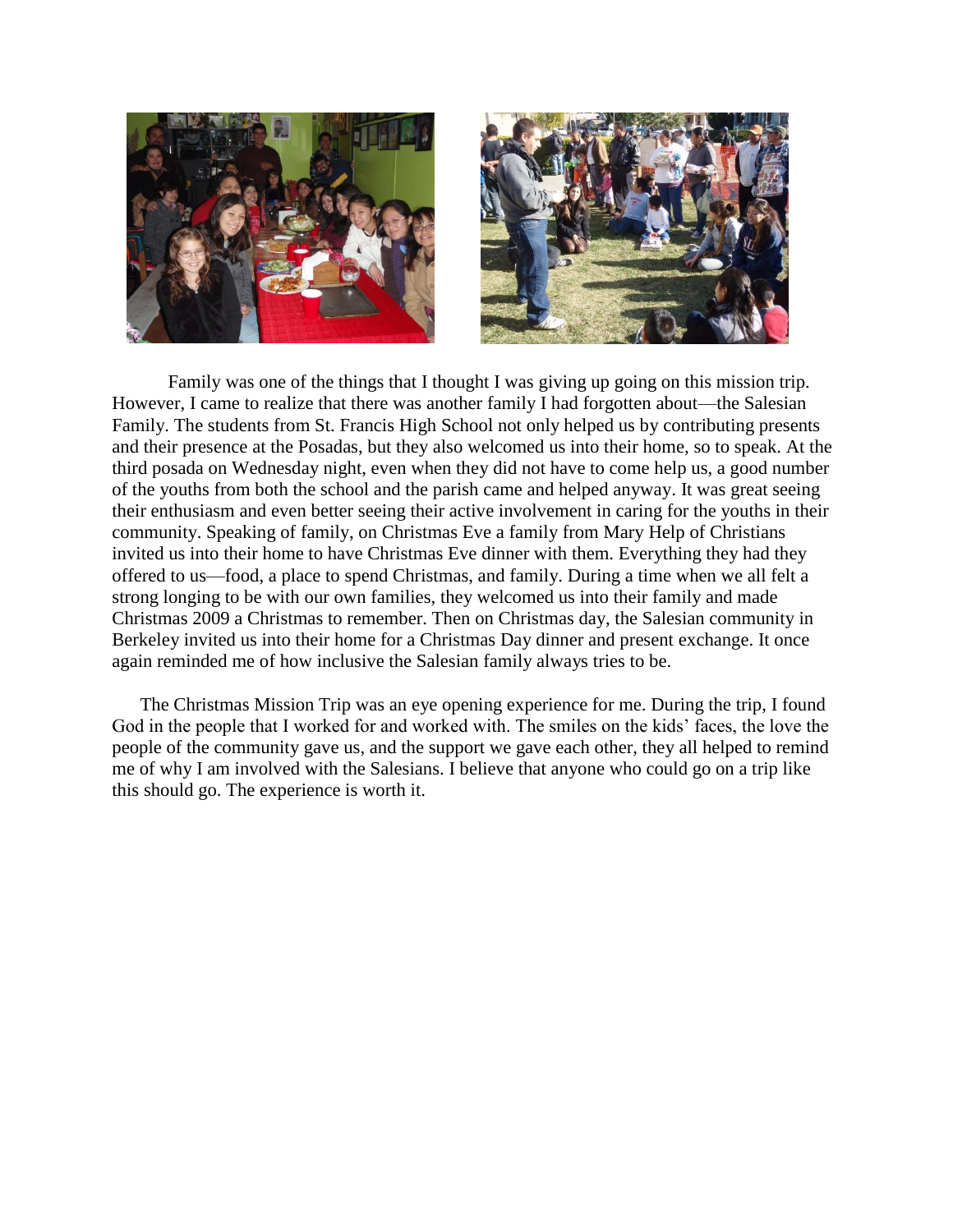Family was one of the things that I thought I was giving up going on this mission trip. However, I came to realize that there was another family I had forgotten about—the Salesian Family. The students from St. Francis High School not only helped us by contributing presents and their presence at the Posadas, but they also welcomed us into their home, so to speak. At the third posada on Wednesday night, even when they did not have to come help us, a good number of the youths from both the school and the parish came and helped anyway. It was great seeing their enthusiasm and even better seeing their active involvement in caring for the youths in their community. Speaking of family, on Christmas Eve a family from Mary Help of Christians invited us into their home to have Christmas Eve dinner with them. Everything they had they offered to us—food, a place to spend Christmas, and family. During a time when we all felt a strong longing to be with our own families, they welcomed us into their family and made Christmas 2009 a Christmas to remember. Then on Christmas day, the Salesian community in Berkeley invited us into their home for a Christmas Day dinner and present exchange. It once again reminded me of how inclusive the Salesian family always tries to be.

The Christmas Mission Trip was an eye opening experience for me. During the trip, I found God in the people that I worked for and worked with. The smiles on the kids' faces, the love the people of the community gave us, and the support we gave each other, they all helped to remind me of why I am involved with the Salesians. I believe that anyone who could go on a trip like this should go. The experience is worth it.